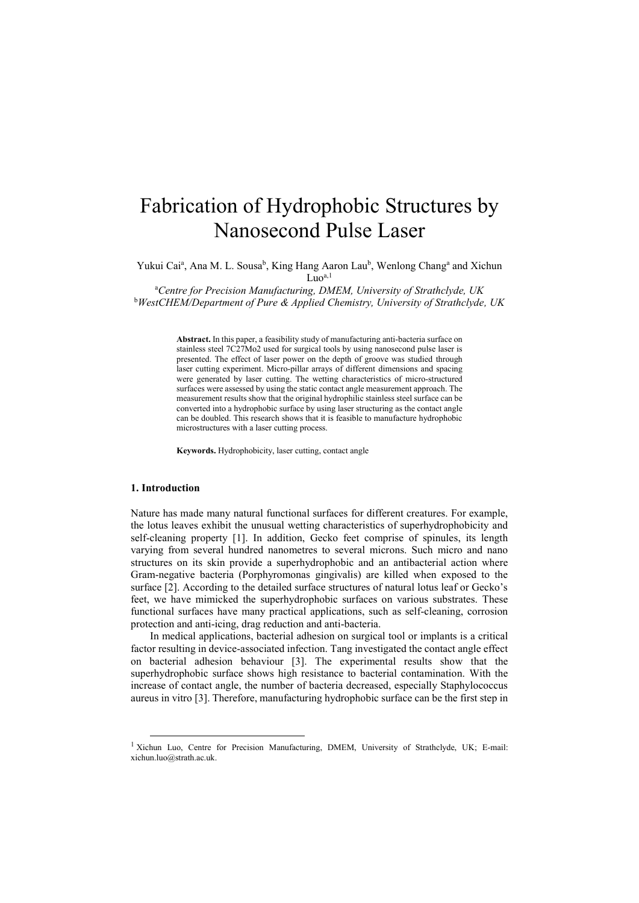# Fabrication of Hydrophobic Structures by Nanosecond Pulse Laser

Yukui Cai[a], Ana M. L. Sousa[b], King Hang Aaron Lau[b], Wenlong Chang[a] and Xichun Luo[a,1]

[a]*Centre for Precision Manufacturing, DMEM, University of Strathclyde, UK*
[b]*WestCHEM/Department of Pure & Applied Chemistry, University of Strathclyde, UK*

**Abstract.** In this paper, a feasibility study of manufacturing anti-bacteria surface on stainless steel 7C27Mo2 used for surgical tools by using nanosecond pulse laser is presented. The effect of laser power on the depth of groove was studied through laser cutting experiment. Micro-pillar arrays of different dimensions and spacing were generated by laser cutting. The wetting characteristics of micro-structured surfaces were assessed by using the static contact angle measurement approach. The measurement results show that the original hydrophilic stainless steel surface can be converted into a hydrophobic surface by using laser structuring as the contact angle can be doubled. This research shows that it is feasible to manufacture hydrophobic microstructures with a laser cutting process.

**Keywords.** Hydrophobicity, laser cutting, contact angle

## 1. Introduction

Nature has made many natural functional surfaces for different creatures. For example, the lotus leaves exhibit the unusual wetting characteristics of superhydrophobicity and self-cleaning property [1]. In addition, Gecko feet comprise of spinules, its length varying from several hundred nanometres to several microns. Such micro and nano structures on its skin provide a superhydrophobic and an antibacterial action where Gram-negative bacteria (Porphyromonas gingivalis) are killed when exposed to the surface [2]. According to the detailed surface structures of natural lotus leaf or Gecko's feet, we have mimicked the superhydrophobic surfaces on various substrates. These functional surfaces have many practical applications, such as self-cleaning, corrosion protection and anti-icing, drag reduction and anti-bacteria.

In medical applications, bacterial adhesion on surgical tool or implants is a critical factor resulting in device-associated infection. Tang investigated the contact angle effect on bacterial adhesion behaviour [3]. The experimental results show that the superhydrophobic surface shows high resistance to bacterial contamination. With the increase of contact angle, the number of bacteria decreased, especially Staphylococcus aureus in vitro [3]. Therefore, manufacturing hydrophobic surface can be the first step in

[1] Xichun Luo, Centre for Precision Manufacturing, DMEM, University of Strathclyde, UK; E-mail: xichun.luo@strath.ac.uk.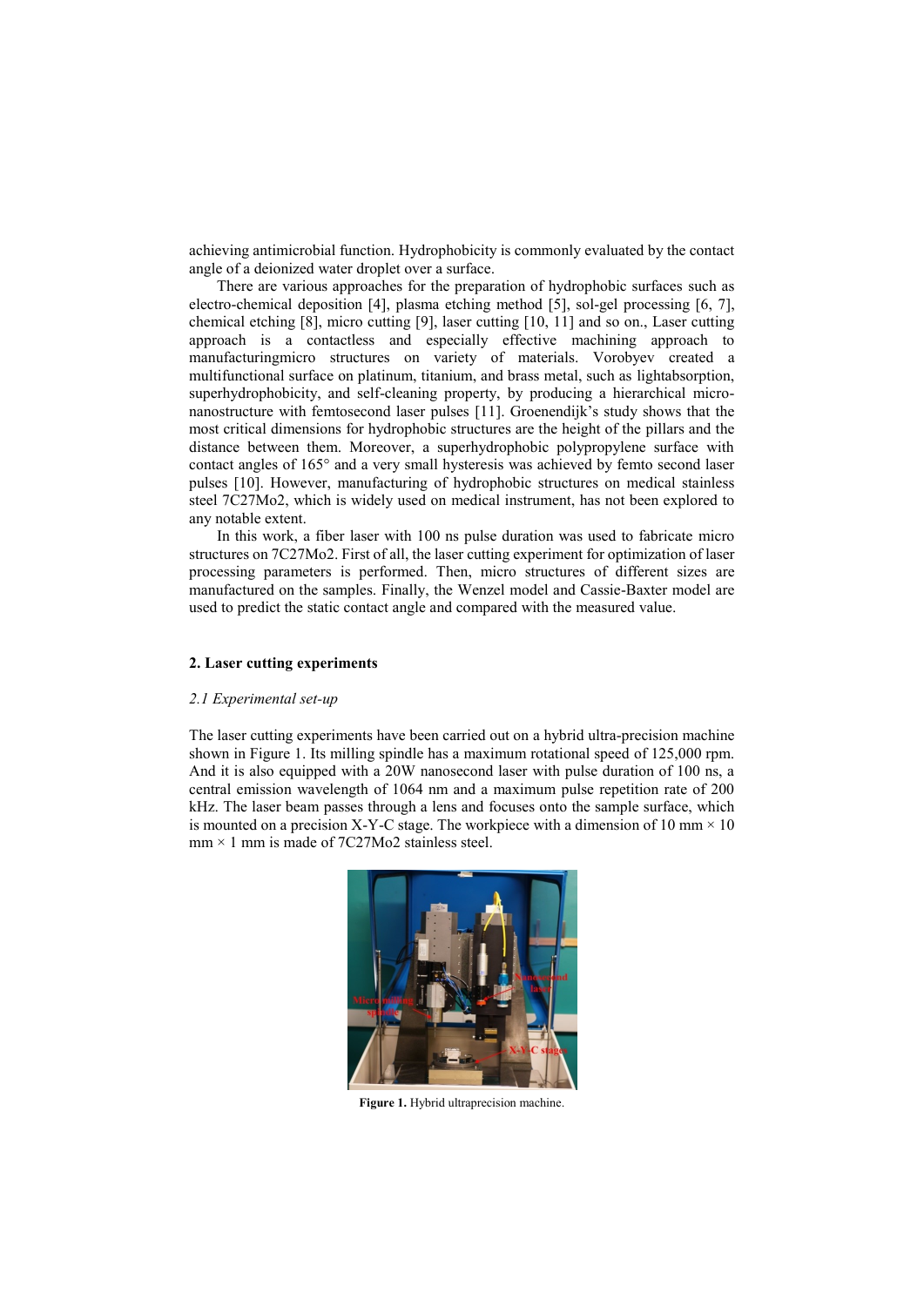achieving antimicrobial function. Hydrophobicity is commonly evaluated by the contact angle of a deionized water droplet over a surface.

There are various approaches for the preparation of hydrophobic surfaces such as electro-chemical deposition [4], plasma etching method [5], sol-gel processing [6, 7], chemical etching [8], micro cutting [9], laser cutting [10, 11] and so on., Laser cutting approach is a contactless and especially effective machining approach to manufacturingmicro structures on variety of materials. Vorobyev created a multifunctional surface on platinum, titanium, and brass metal, such as lightabsorption, superhydrophobicity, and self-cleaning property, by producing a hierarchical micro-nanostructure with femtosecond laser pulses [11]. Groenendijk's study shows that the most critical dimensions for hydrophobic structures are the height of the pillars and the distance between them. Moreover, a superhydrophobic polypropylene surface with contact angles of 165° and a very small hysteresis was achieved by femto second laser pulses [10]. However, manufacturing of hydrophobic structures on medical stainless steel 7C27Mo2, which is widely used on medical instrument, has not been explored to any notable extent.

In this work, a fiber laser with 100 ns pulse duration was used to fabricate micro structures on 7C27Mo2. First of all, the laser cutting experiment for optimization of laser processing parameters is performed. Then, micro structures of different sizes are manufactured on the samples. Finally, the Wenzel model and Cassie-Baxter model are used to predict the static contact angle and compared with the measured value.

## 2. Laser cutting experiments

### *2.1 Experimental set-up*

The laser cutting experiments have been carried out on a hybrid ultra-precision machine shown in Figure 1. Its milling spindle has a maximum rotational speed of 125,000 rpm. And it is also equipped with a 20W nanosecond laser with pulse duration of 100 ns, a central emission wavelength of 1064 nm and a maximum pulse repetition rate of 200 kHz. The laser beam passes through a lens and focuses onto the sample surface, which is mounted on a precision X-Y-C stage. The workpiece with a dimension of 10 mm × 10 mm × 1 mm is made of 7C27Mo2 stainless steel.

**Figure 1.** Hybrid ultraprecision machine.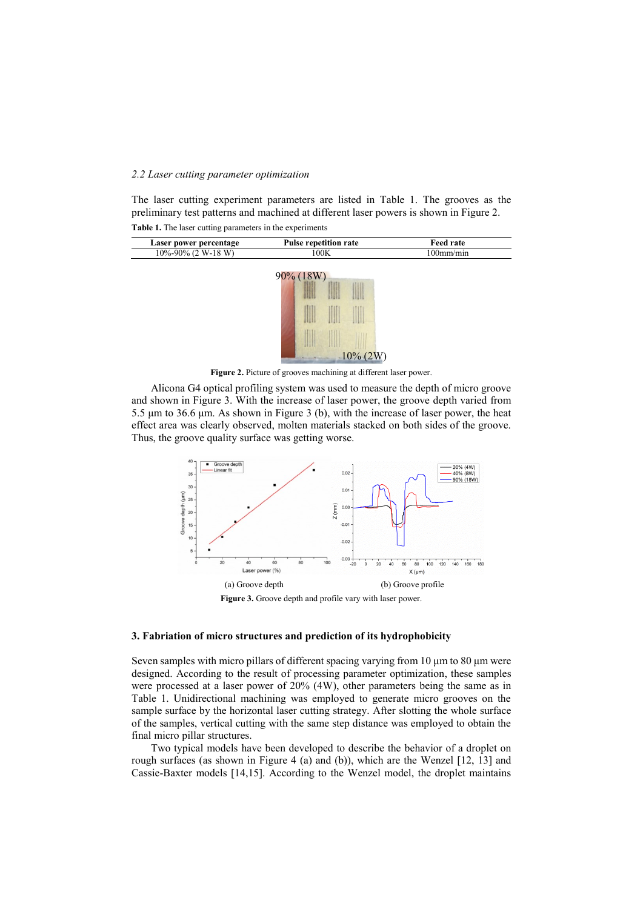*2.2 Laser cutting parameter optimization*

The laser cutting experiment parameters are listed in Table 1. The grooves as the preliminary test patterns and machined at different laser powers is shown in Figure 2.

**Table 1.** The laser cutting parameters in the experiments

| Laser power percentage | Pulse repetition rate | Feed rate |
|---|---|---|
| 10%-90% (2 W-18 W) | 100K | 100mm/min |

**Figure 2.** Picture of grooves machining at different laser power.

Alicona G4 optical profiling system was used to measure the depth of micro groove and shown in Figure 3. With the increase of laser power, the groove depth varied from 5.5 μm to 36.6 μm. As shown in Figure 3 (b), with the increase of laser power, the heat effect area was clearly observed, molten materials stacked on both sides of the groove. Thus, the groove quality surface was getting worse.

(a) Groove depth (b) Groove profile

**Figure 3.** Groove depth and profile vary with laser power.

### 3. Fabriation of micro structures and prediction of its hydrophobicity

Seven samples with micro pillars of different spacing varying from 10 μm to 80 μm were designed. According to the result of processing parameter optimization, these samples were processed at a laser power of 20% (4W), other parameters being the same as in Table 1. Unidirectional machining was employed to generate micro grooves on the sample surface by the horizontal laser cutting strategy. After slotting the whole surface of the samples, vertical cutting with the same step distance was employed to obtain the final micro pillar structures.

Two typical models have been developed to describe the behavior of a droplet on rough surfaces (as shown in Figure 4 (a) and (b)), which are the Wenzel [12, 13] and Cassie-Baxter models [14,15]. According to the Wenzel model, the droplet maintains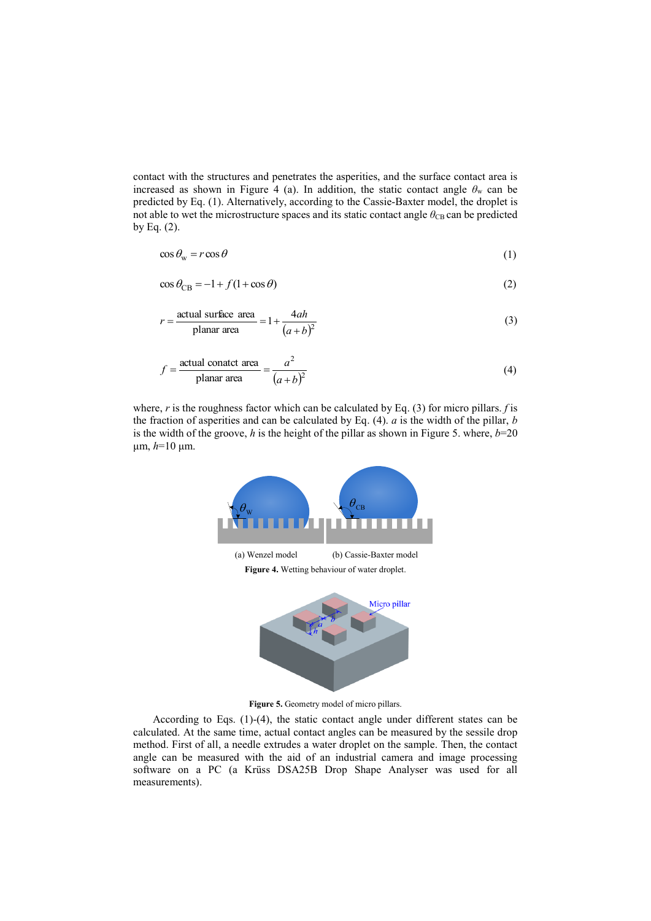contact with the structures and penetrates the asperities, and the surface contact area is increased as shown in Figure 4 (a). In addition, the static contact angle $\theta_{\mathrm{w}}$ can be predicted by Eq. (1). Alternatively, according to the Cassie-Baxter model, the droplet is not able to wet the microstructure spaces and its static contact angle $\theta_{\mathrm{CB}}$ can be predicted by Eq. (2).

$$\cos\theta_{\mathrm{w}} = r\cos\theta \tag{1}$$

$$\cos\theta_{\mathrm{CB}} = -1 + f(1+\cos\theta) \tag{2}$$

$$r = \frac{\text{actual surface area}}{\text{planar area}} = 1 + \frac{4ah}{(a+b)^2} \tag{3}$$

$$f = \frac{\text{actual conatct area}}{\text{planar area}} = \frac{a^2}{(a+b)^2} \tag{4}$$

where, $r$ is the roughness factor which can be calculated by Eq. (3) for micro pillars. $f$ is the fraction of asperities and can be calculated by Eq. (4). $a$ is the width of the pillar, $b$ is the width of the groove, $h$ is the height of the pillar as shown in Figure 5. where, $b$=20 μm, $h$=10 μm.

(a) Wenzel model (b) Cassie-Baxter model

**Figure 4.** Wetting behaviour of water droplet.

**Figure 5.** Geometry model of micro pillars.

According to Eqs. (1)-(4), the static contact angle under different states can be calculated. At the same time, actual contact angles can be measured by the sessile drop method. First of all, a needle extrudes a water droplet on the sample. Then, the contact angle can be measured with the aid of an industrial camera and image processing software on a PC (a Krüss DSA25B Drop Shape Analyser was used for all measurements).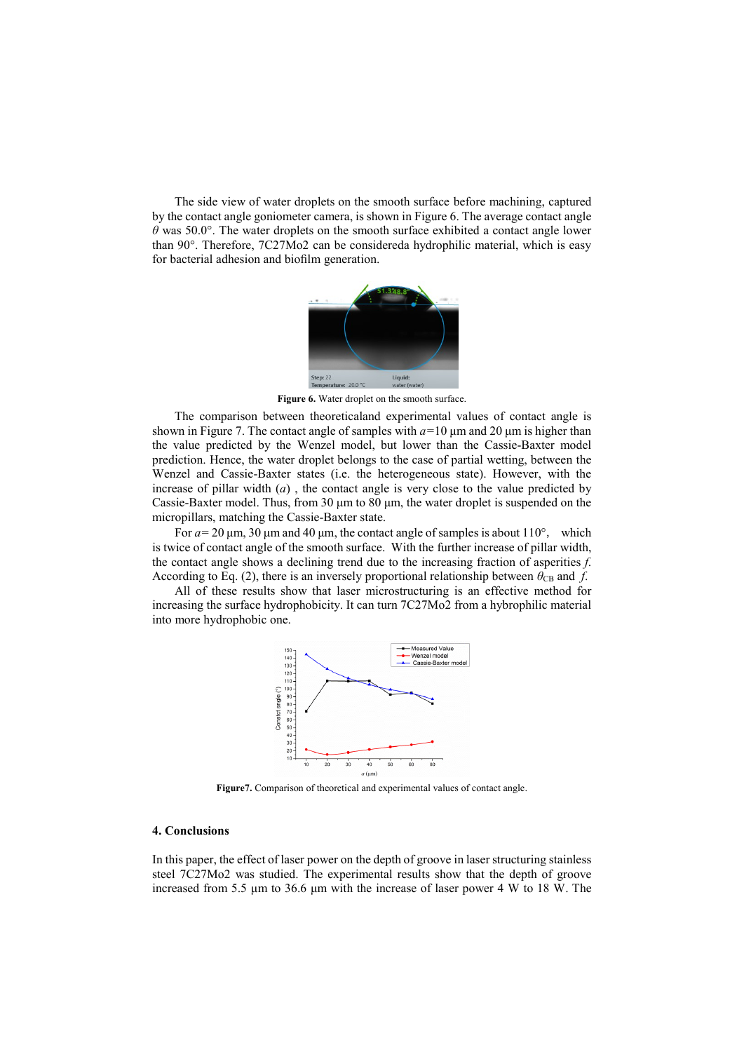The side view of water droplets on the smooth surface before machining, captured by the contact angle goniometer camera, is shown in Figure 6. The average contact angle $\theta$ was 50.0°. The water droplets on the smooth surface exhibited a contact angle lower than 90°. Therefore, 7C27Mo2 can be considereda hydrophilic material, which is easy for bacterial adhesion and biofilm generation.

**Figure 6.** Water droplet on the smooth surface.

The comparison between theoreticaland experimental values of contact angle is shown in Figure 7. The contact angle of samples with $a$=10 μm and 20 μm is higher than the value predicted by the Wenzel model, but lower than the Cassie-Baxter model prediction. Hence, the water droplet belongs to the case of partial wetting, between the Wenzel and Cassie-Baxter states (i.e. the heterogeneous state). However, with the increase of pillar width ($a$) , the contact angle is very close to the value predicted by Cassie-Baxter model. Thus, from 30 μm to 80 μm, the water droplet is suspended on the micropillars, matching the Cassie-Baxter state.

For $a$= 20 μm, 30 μm and 40 μm, the contact angle of samples is about 110°, which is twice of contact angle of the smooth surface. With the further increase of pillar width, the contact angle shows a declining trend due to the increasing fraction of asperities $f$. According to Eq. (2), there is an inversely proportional relationship between $\theta_{CB}$ and $f$.

All of these results show that laser microstructuring is an effective method for increasing the surface hydrophobicity. It can turn 7C27Mo2 from a hybrophilic material into more hydrophobic one.

**Figure7.** Comparison of theoretical and experimental values of contact angle.

## 4. Conclusions

In this paper, the effect of laser power on the depth of groove in laser structuring stainless steel 7C27Mo2 was studied. The experimental results show that the depth of groove increased from 5.5 μm to 36.6 μm with the increase of laser power 4 W to 18 W. The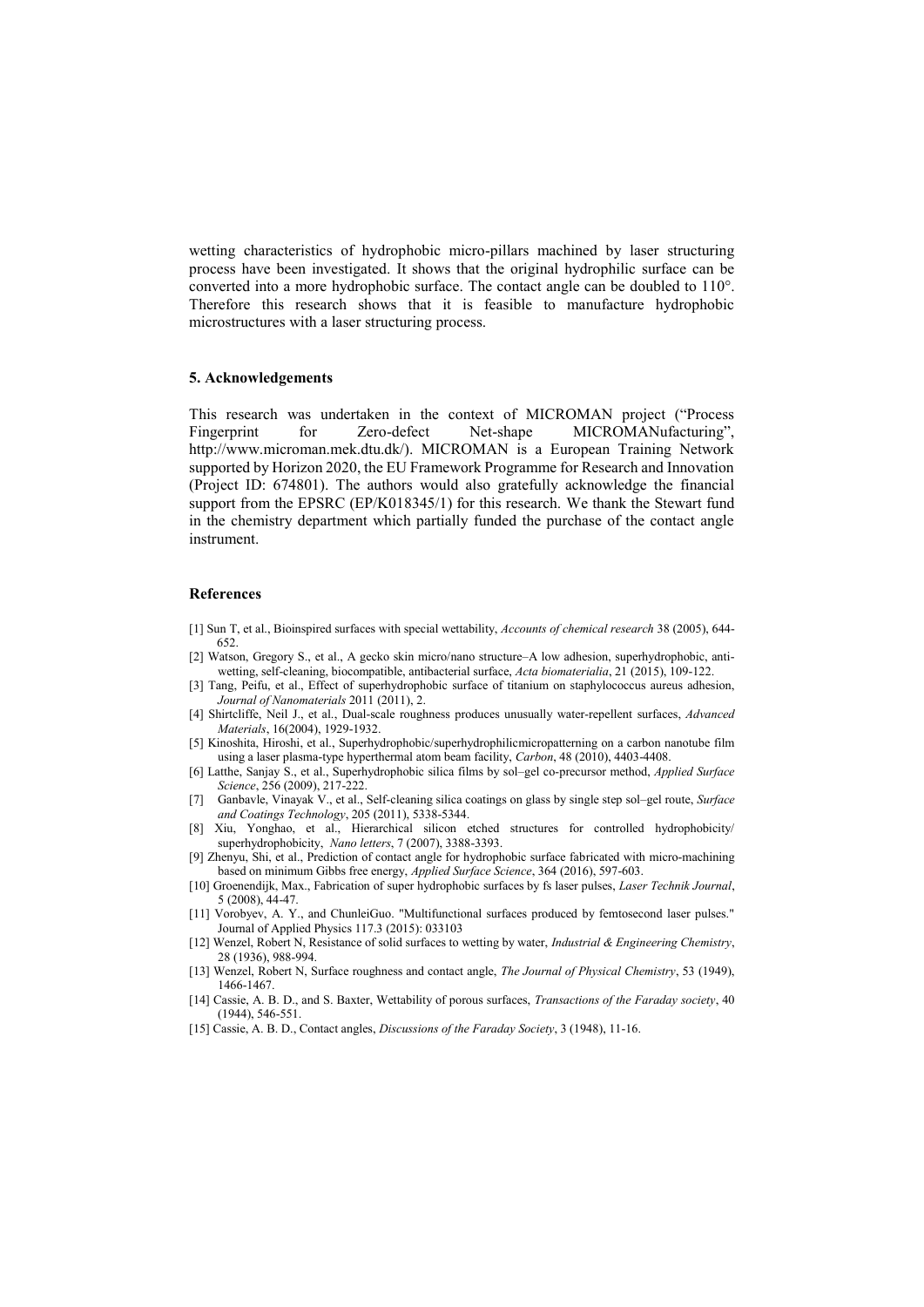wetting characteristics of hydrophobic micro-pillars machined by laser structuring process have been investigated. It shows that the original hydrophilic surface can be converted into a more hydrophobic surface. The contact angle can be doubled to 110°. Therefore this research shows that it is feasible to manufacture hydrophobic microstructures with a laser structuring process.

## 5. Acknowledgements

This research was undertaken in the context of MICROMAN project ("Process Fingerprint for Zero-defect Net-shape MICROMANufacturing", http://www.microman.mek.dtu.dk/). MICROMAN is a European Training Network supported by Horizon 2020, the EU Framework Programme for Research and Innovation (Project ID: 674801). The authors would also gratefully acknowledge the financial support from the EPSRC (EP/K018345/1) for this research. We thank the Stewart fund in the chemistry department which partially funded the purchase of the contact angle instrument.

## References

[1] Sun T, et al., Bioinspired surfaces with special wettability, *Accounts of chemical research* 38 (2005), 644-652.

[2] Watson, Gregory S., et al., A gecko skin micro/nano structure–A low adhesion, superhydrophobic, anti-wetting, self-cleaning, biocompatible, antibacterial surface, *Acta biomaterialia*, 21 (2015), 109-122.

[3] Tang, Peifu, et al., Effect of superhydrophobic surface of titanium on staphylococcus aureus adhesion, *Journal of Nanomaterials* 2011 (2011), 2.

[4] Shirtcliffe, Neil J., et al., Dual-scale roughness produces unusually water-repellent surfaces, *Advanced Materials*, 16(2004), 1929-1932.

[5] Kinoshita, Hiroshi, et al., Superhydrophobic/superhydrophilicmicropatterning on a carbon nanotube film using a laser plasma-type hyperthermal atom beam facility, *Carbon*, 48 (2010), 4403-4408.

[6] Latthe, Sanjay S., et al., Superhydrophobic silica films by sol–gel co-precursor method, *Applied Surface Science*, 256 (2009), 217-222.

[7] Ganbavle, Vinayak V., et al., Self-cleaning silica coatings on glass by single step sol–gel route, *Surface and Coatings Technology*, 205 (2011), 5338-5344.

[8] Xiu, Yonghao, et al., Hierarchical silicon etched structures for controlled hydrophobicity/ superhydrophobicity, *Nano letters*, 7 (2007), 3388-3393.

[9] Zhenyu, Shi, et al., Prediction of contact angle for hydrophobic surface fabricated with micro-machining based on minimum Gibbs free energy, *Applied Surface Science*, 364 (2016), 597-603.

[10] Groenendijk, Max., Fabrication of super hydrophobic surfaces by fs laser pulses, *Laser Technik Journal*, 5 (2008), 44-47.

[11] Vorobyev, A. Y., and ChunleiGuo. "Multifunctional surfaces produced by femtosecond laser pulses." Journal of Applied Physics 117.3 (2015): 033103

[12] Wenzel, Robert N, Resistance of solid surfaces to wetting by water, *Industrial & Engineering Chemistry*, 28 (1936), 988-994.

[13] Wenzel, Robert N, Surface roughness and contact angle, *The Journal of Physical Chemistry*, 53 (1949), 1466-1467.

[14] Cassie, A. B. D., and S. Baxter, Wettability of porous surfaces, *Transactions of the Faraday society*, 40 (1944), 546-551.

[15] Cassie, A. B. D., Contact angles, *Discussions of the Faraday Society*, 3 (1948), 11-16.